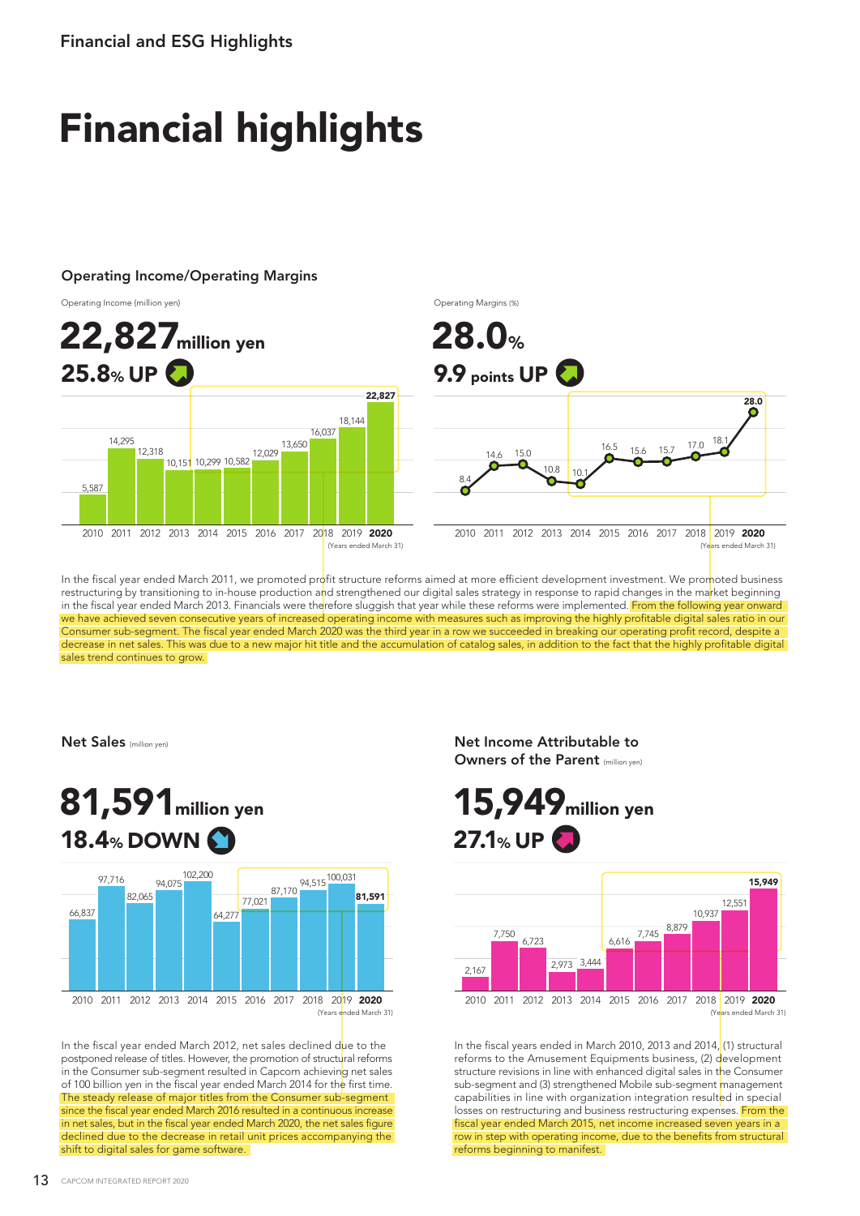## Financial and ESG Highlights

# Financial highlights

### Operating Income/Operating Margins

Operating Income (million yen)

**22,827** million yen

**25.8% UP**

| Year | 2010 | 2011 | 2012 | 2013 | 2014 | 2015 | 2016 | 2017 | 2018 | 2019 | **2020** |
|---|---|---|---|---|---|---|---|---|---|---|---|
| Operating Income (million yen) | 5,587 | 14,295 | 12,318 | 10,151 | 10,299 | 10,582 | 12,029 | 13,650 | 16,037 | 18,144 | **22,827** |

(Years ended March 31)

Operating Margins (%)

**28.0%**

**9.9 points UP**

| Year | 2010 | 2011 | 2012 | 2013 | 2014 | 2015 | 2016 | 2017 | 2018 | 2019 | **2020** |
|---|---|---|---|---|---|---|---|---|---|---|---|
| Operating Margins (%) | 8.4 | 14.6 | 15.0 | 10.8 | 10.1 | 16.5 | 15.6 | 15.7 | 17.0 | 18.1 | **28.0** |

(Years ended March 31)

In the fiscal year ended March 2011, we promoted profit structure reforms aimed at more efficient development investment. We promoted business restructuring by transitioning to in-house production and strengthened our digital sales strategy in response to rapid changes in the market beginning in the fiscal year ended March 2013. Financials were therefore sluggish that year while these reforms were implemented. From the following year onward we have achieved seven consecutive years of increased operating income with measures such as improving the highly profitable digital sales ratio in our Consumer sub-segment. The fiscal year ended March 2020 was the third year in a row we succeeded in breaking our operating profit record, despite a decrease in net sales. This was due to a new major hit title and the accumulation of catalog sales, in addition to the fact that the highly profitable digital sales trend continues to grow.

### Net Sales (million yen)

**81,591** million yen

**18.4% DOWN**

| Year | 2010 | 2011 | 2012 | 2013 | 2014 | 2015 | 2016 | 2017 | 2018 | 2019 | **2020** |
|---|---|---|---|---|---|---|---|---|---|---|---|
| Net Sales (million yen) | 66,837 | 97,716 | 82,065 | 94,075 | 102,200 | 64,277 | 77,021 | 87,170 | 94,515 | 100,031 | **81,591** |

(Years ended March 31)

In the fiscal year ended March 2012, net sales declined due to the postponed release of titles. However, the promotion of structural reforms in the Consumer sub-segment resulted in Capcom achieving net sales of 100 billion yen in the fiscal year ended March 2014 for the first time. The steady release of major titles from the Consumer sub-segment since the fiscal year ended March 2016 resulted in a continuous increase in net sales, but in the fiscal year ended March 2020, the net sales figure declined due to the decrease in retail unit prices accompanying the shift to digital sales for game software.

### Net Income Attributable to Owners of the Parent (million yen)

**15,949** million yen

**27.1% UP**

| Year | 2010 | 2011 | 2012 | 2013 | 2014 | 2015 | 2016 | 2017 | 2018 | 2019 | **2020** |
|---|---|---|---|---|---|---|---|---|---|---|---|
| Net Income Attributable to Owners of the Parent (million yen) | 2,167 | 7,750 | 6,723 | 2,973 | 3,444 | 6,616 | 7,745 | 8,879 | 10,937 | 12,551 | **15,949** |

(Years ended March 31)

In the fiscal years ended in March 2010, 2013 and 2014, (1) structural reforms to the Amusement Equipments business, (2) development structure revisions in line with enhanced digital sales in the Consumer sub-segment and (3) strengthened Mobile sub-segment management capabilities in line with organization integration resulted in special losses on restructuring and business restructuring expenses. From the fiscal year ended March 2015, net income increased seven years in a row in step with operating income, due to the benefits from structural reforms beginning to manifest.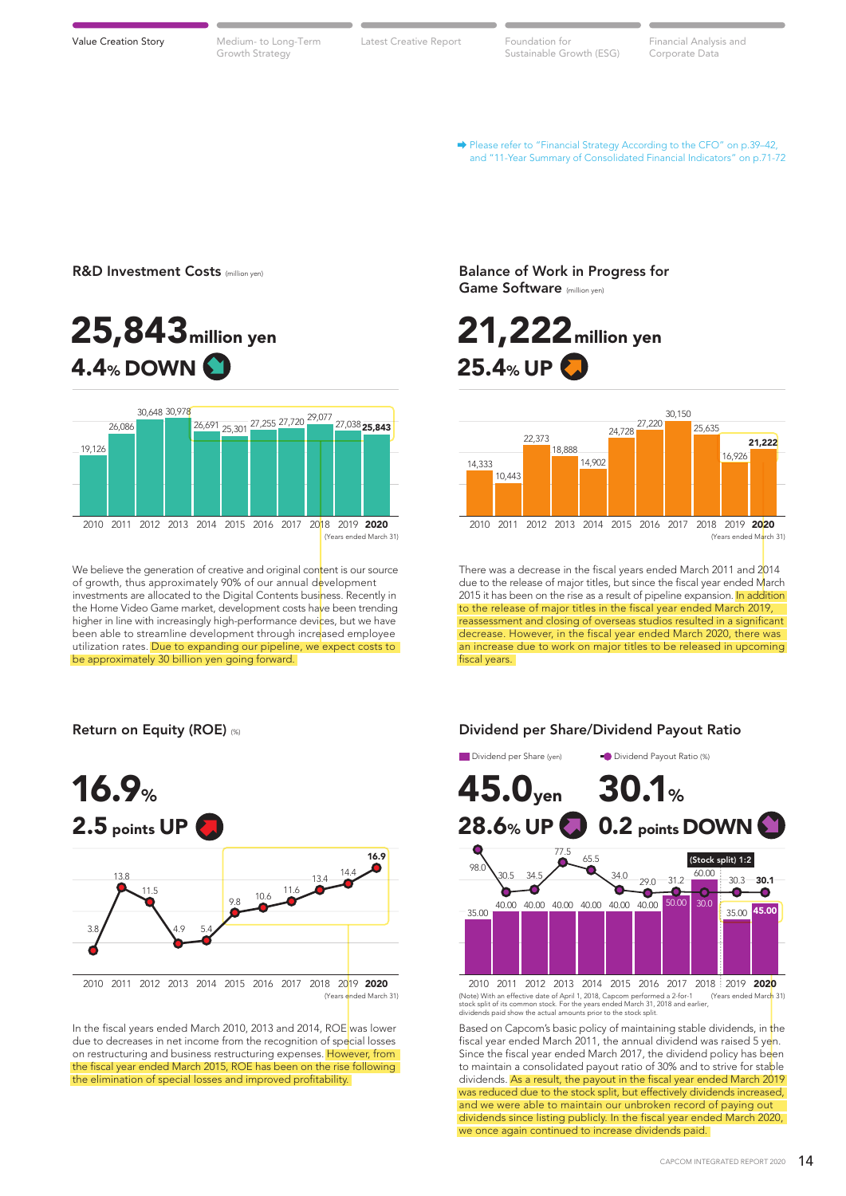➡ Please refer to "Financial Strategy According to the CFO" on p.39–42, and "11-Year Summary of Consolidated Financial Indicators" on p.71-72

## R&D Investment Costs (million yen)

**25,843** million yen

**4.4% DOWN**

19,126
26,086
30,648
30,978
26,691
25,301
27,255
27,720
29,077
27,038
25,843

2010 2011 2012 2013 2014 2015 2016 2017 2018 2019 2020

(Years ended March 31)

We believe the generation of creative and original content is our source of growth, thus approximately 90% of our annual development investments are allocated to the Digital Contents business. Recently in the Home Video Game market, development costs have been trending higher in line with increasingly high-performance devices, but we have been able to streamline development through increased employee utilization rates. Due to expanding our pipeline, we expect costs to be approximately 30 billion yen going forward.

## Balance of Work in Progress for Game Software (million yen)

**21,222** million yen

**25.4% UP**

14,333
10,443
22,373
18,888
14,902
24,728
27,220
30,150
25,635
16,926
21,222

2010 2011 2012 2013 2014 2015 2016 2017 2018 2019 2020

(Years ended March 31)

There was a decrease in the fiscal years ended March 2011 and 2014 due to the release of major titles, but since the fiscal year ended March 2015 it has been on the rise as a result of pipeline expansion. In addition to the release of major titles in the fiscal year ended March 2019, reassessment and closing of overseas studios resulted in a significant decrease. However, in the fiscal year ended March 2020, there was an increase due to work on major titles to be released in upcoming fiscal years.

## Return on Equity (ROE) (%)

**16.9%**

**2.5 points UP**

3.8
13.8
11.5
4.9
5.4
9.8
10.6
11.6
13.4
14.4
16.9

2010 2011 2012 2013 2014 2015 2016 2017 2018 2019 2020

(Years ended March 31)

In the fiscal years ended March 2010, 2013 and 2014, ROE was lower due to decreases in net income from the recognition of special losses on restructuring and business restructuring expenses. However, from the fiscal year ended March 2015, ROE has been on the rise following the elimination of special losses and improved profitability.

## Dividend per Share/Dividend Payout Ratio

Dividend per Share (yen) Dividend Payout Ratio (%)

**45.0** yen **30.1%**

**28.6% UP** **0.2 points DOWN**

98.0
30.5
34.5
77.5
65.5
34.0
29.0
31.2
60.00
30.3
30.1

(Stock split) 1:2

35.00
40.00
40.00
40.00
40.00
40.00
40.00
50.00
30.0
35.00
45.00

2010 2011 2012 2013 2014 2015 2016 2017 2018 2019 2020

(Years ended March 31)

(Note) With an effective date of April 1, 2018, Capcom performed a 2-for-1 stock split of its common stock. For the years ended March 31, 2018 and earlier, dividends paid show the actual amounts prior to the stock split.

Based on Capcom's basic policy of maintaining stable dividends, in the fiscal year ended March 2011, the annual dividend was raised 5 yen. Since the fiscal year ended March 2017, the dividend policy has been to maintain a consolidated payout ratio of 30% and to strive for stable dividends. As a result, the payout in the fiscal year ended March 2019 was reduced due to the stock split, but effectively dividends increased, and we were able to maintain our unbroken record of paying out dividends since listing publicly. In the fiscal year ended March 2020, we once again continued to increase dividends paid.